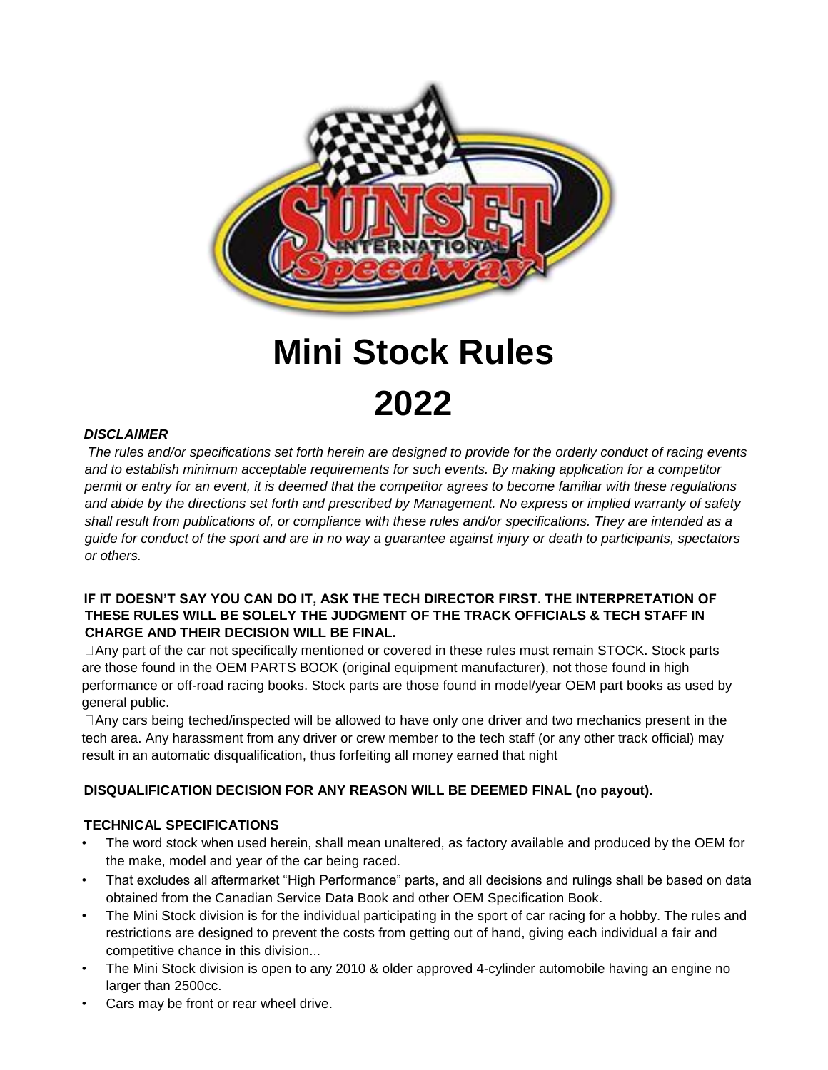# Mini Stock Rules

# 2022

***DISCLAIMER***

*The rules and/or specifications set forth herein are designed to provide for the orderly conduct of racing events and to establish minimum acceptable requirements for such events. By making application for a competitor permit or entry for an event, it is deemed that the competitor agrees to become familiar with these regulations and abide by the directions set forth and prescribed by Management. No express or implied warranty of safety shall result from publications of, or compliance with these rules and/or specifications. They are intended as a guide for conduct of the sport and are in no way a guarantee against injury or death to participants, spectators or others.*

**IF IT DOESN'T SAY YOU CAN DO IT, ASK THE TECH DIRECTOR FIRST. THE INTERPRETATION OF THESE RULES WILL BE SOLELY THE JUDGMENT OF THE TRACK OFFICIALS & TECH STAFF IN CHARGE AND THEIR DECISION WILL BE FINAL.**

- Any part of the car not specifically mentioned or covered in these rules must remain STOCK. Stock parts are those found in the OEM PARTS BOOK (original equipment manufacturer), not those found in high performance or off-road racing books. Stock parts are those found in model/year OEM part books as used by general public.
- Any cars being teched/inspected will be allowed to have only one driver and two mechanics present in the tech area. Any harassment from any driver or crew member to the tech staff (or any other track official) may result in an automatic disqualification, thus forfeiting all money earned that night

**DISQUALIFICATION DECISION FOR ANY REASON WILL BE DEEMED FINAL (no payout).**

**TECHNICAL SPECIFICATIONS**

- The word stock when used herein, shall mean unaltered, as factory available and produced by the OEM for the make, model and year of the car being raced.
- That excludes all aftermarket "High Performance" parts, and all decisions and rulings shall be based on data obtained from the Canadian Service Data Book and other OEM Specification Book.
- The Mini Stock division is for the individual participating in the sport of car racing for a hobby. The rules and restrictions are designed to prevent the costs from getting out of hand, giving each individual a fair and competitive chance in this division...
- The Mini Stock division is open to any 2010 & older approved 4-cylinder automobile having an engine no larger than 2500cc.
- Cars may be front or rear wheel drive.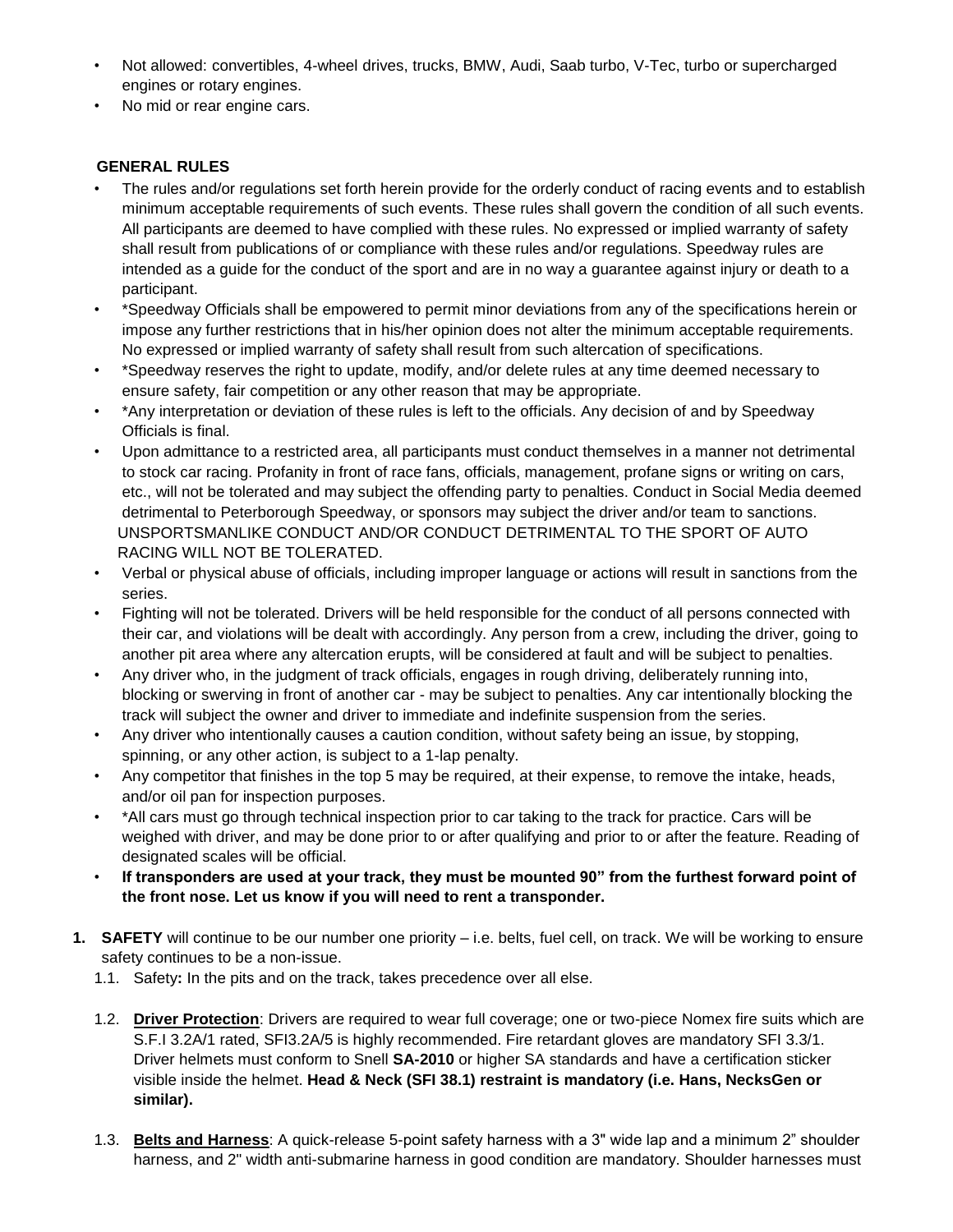- Not allowed: convertibles, 4-wheel drives, trucks, BMW, Audi, Saab turbo, V-Tec, turbo or supercharged engines or rotary engines.
- No mid or rear engine cars.

## GENERAL RULES

- The rules and/or regulations set forth herein provide for the orderly conduct of racing events and to establish minimum acceptable requirements of such events. These rules shall govern the condition of all such events. All participants are deemed to have complied with these rules. No expressed or implied warranty of safety shall result from publications of or compliance with these rules and/or regulations. Speedway rules are intended as a guide for the conduct of the sport and are in no way a guarantee against injury or death to a participant.
- *Speedway Officials shall be empowered to permit minor deviations from any of the specifications herein or impose any further restrictions that in his/her opinion does not alter the minimum acceptable requirements. No expressed or implied warranty of safety shall result from such altercation of specifications.
- *Speedway reserves the right to update, modify, and/or delete rules at any time deemed necessary to ensure safety, fair competition or any other reason that may be appropriate.
- *Any interpretation or deviation of these rules is left to the officials. Any decision of and by Speedway Officials is final.
- Upon admittance to a restricted area, all participants must conduct themselves in a manner not detrimental to stock car racing. Profanity in front of race fans, officials, management, profane signs or writing on cars, etc., will not be tolerated and may subject the offending party to penalties. Conduct in Social Media deemed detrimental to Peterborough Speedway, or sponsors may subject the driver and/or team to sanctions. UNSPORTSMANLIKE CONDUCT AND/OR CONDUCT DETRIMENTAL TO THE SPORT OF AUTO RACING WILL NOT BE TOLERATED.
- Verbal or physical abuse of officials, including improper language or actions will result in sanctions from the series.
- Fighting will not be tolerated. Drivers will be held responsible for the conduct of all persons connected with their car, and violations will be dealt with accordingly. Any person from a crew, including the driver, going to another pit area where any altercation erupts, will be considered at fault and will be subject to penalties.
- Any driver who, in the judgment of track officials, engages in rough driving, deliberately running into, blocking or swerving in front of another car - may be subject to penalties. Any car intentionally blocking the track will subject the owner and driver to immediate and indefinite suspension from the series.
- Any driver who intentionally causes a caution condition, without safety being an issue, by stopping, spinning, or any other action, is subject to a 1-lap penalty.
- Any competitor that finishes in the top 5 may be required, at their expense, to remove the intake, heads, and/or oil pan for inspection purposes.
- *All cars must go through technical inspection prior to car taking to the track for practice. Cars will be weighed with driver, and may be done prior to or after qualifying and prior to or after the feature. Reading of designated scales will be official.
- **If transponders are used at your track, they must be mounted 90" from the furthest forward point of the front nose. Let us know if you will need to rent a transponder.**

1. **SAFETY** will continue to be our number one priority – i.e. belts, fuel cell, on track. We will be working to ensure safety continues to be a non-issue.
   1.1. Safety**:** In the pits and on the track, takes precedence over all else.

   1.2. **Driver Protection**: Drivers are required to wear full coverage; one or two-piece Nomex fire suits which are S.F.I 3.2A/1 rated, SFI3.2A/5 is highly recommended. Fire retardant gloves are mandatory SFI 3.3/1. Driver helmets must conform to Snell **SA-2010** or higher SA standards and have a certification sticker visible inside the helmet. **Head & Neck (SFI 38.1) restraint is mandatory (i.e. Hans, NecksGen or similar).**

   1.3. **Belts and Harness**: A quick-release 5-point safety harness with a 3" wide lap and a minimum 2" shoulder harness, and 2" width anti-submarine harness in good condition are mandatory. Shoulder harnesses must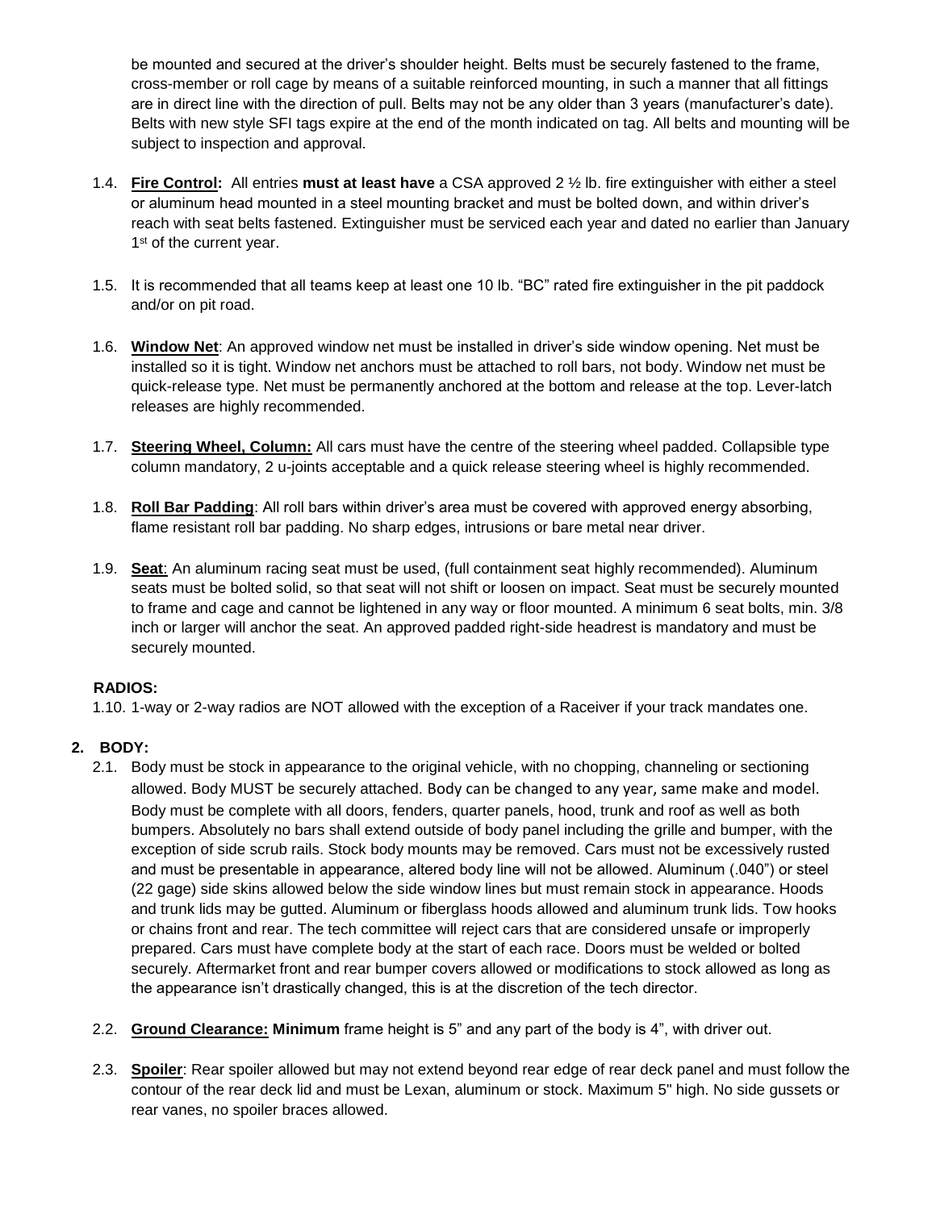be mounted and secured at the driver's shoulder height. Belts must be securely fastened to the frame, cross-member or roll cage by means of a suitable reinforced mounting, in such a manner that all fittings are in direct line with the direction of pull. Belts may not be any older than 3 years (manufacturer's date). Belts with new style SFI tags expire at the end of the month indicated on tag. All belts and mounting will be subject to inspection and approval.

1.4. **Fire Control:** All entries **must at least have** a CSA approved 2 ½ lb. fire extinguisher with either a steel or aluminum head mounted in a steel mounting bracket and must be bolted down, and within driver's reach with seat belts fastened. Extinguisher must be serviced each year and dated no earlier than January 1st of the current year.

1.5. It is recommended that all teams keep at least one 10 lb. "BC" rated fire extinguisher in the pit paddock and/or on pit road.

1.6. **Window Net**: An approved window net must be installed in driver's side window opening. Net must be installed so it is tight. Window net anchors must be attached to roll bars, not body. Window net must be quick-release type. Net must be permanently anchored at the bottom and release at the top. Lever-latch releases are highly recommended.

1.7. **Steering Wheel, Column:** All cars must have the centre of the steering wheel padded. Collapsible type column mandatory, 2 u-joints acceptable and a quick release steering wheel is highly recommended.

1.8. **Roll Bar Padding**: All roll bars within driver's area must be covered with approved energy absorbing, flame resistant roll bar padding. No sharp edges, intrusions or bare metal near driver.

1.9. **Seat**: An aluminum racing seat must be used, (full containment seat highly recommended). Aluminum seats must be bolted solid, so that seat will not shift or loosen on impact. Seat must be securely mounted to frame and cage and cannot be lightened in any way or floor mounted. A minimum 6 seat bolts, min. 3/8 inch or larger will anchor the seat. An approved padded right-side headrest is mandatory and must be securely mounted.

**RADIOS:**

1.10. 1-way or 2-way radios are NOT allowed with the exception of a Raceiver if your track mandates one.

## 2. BODY:

2.1. Body must be stock in appearance to the original vehicle, with no chopping, channeling or sectioning allowed. Body MUST be securely attached. Body can be changed to any year, same make and model. Body must be complete with all doors, fenders, quarter panels, hood, trunk and roof as well as both bumpers. Absolutely no bars shall extend outside of body panel including the grille and bumper, with the exception of side scrub rails. Stock body mounts may be removed. Cars must not be excessively rusted and must be presentable in appearance, altered body line will not be allowed. Aluminum (.040") or steel (22 gage) side skins allowed below the side window lines but must remain stock in appearance. Hoods and trunk lids may be gutted. Aluminum or fiberglass hoods allowed and aluminum trunk lids. Tow hooks or chains front and rear. The tech committee will reject cars that are considered unsafe or improperly prepared. Cars must have complete body at the start of each race. Doors must be welded or bolted securely. Aftermarket front and rear bumper covers allowed or modifications to stock allowed as long as the appearance isn't drastically changed, this is at the discretion of the tech director.

2.2. **Ground Clearance: Minimum** frame height is 5" and any part of the body is 4", with driver out.

2.3. **Spoiler**: Rear spoiler allowed but may not extend beyond rear edge of rear deck panel and must follow the contour of the rear deck lid and must be Lexan, aluminum or stock. Maximum 5" high. No side gussets or rear vanes, no spoiler braces allowed.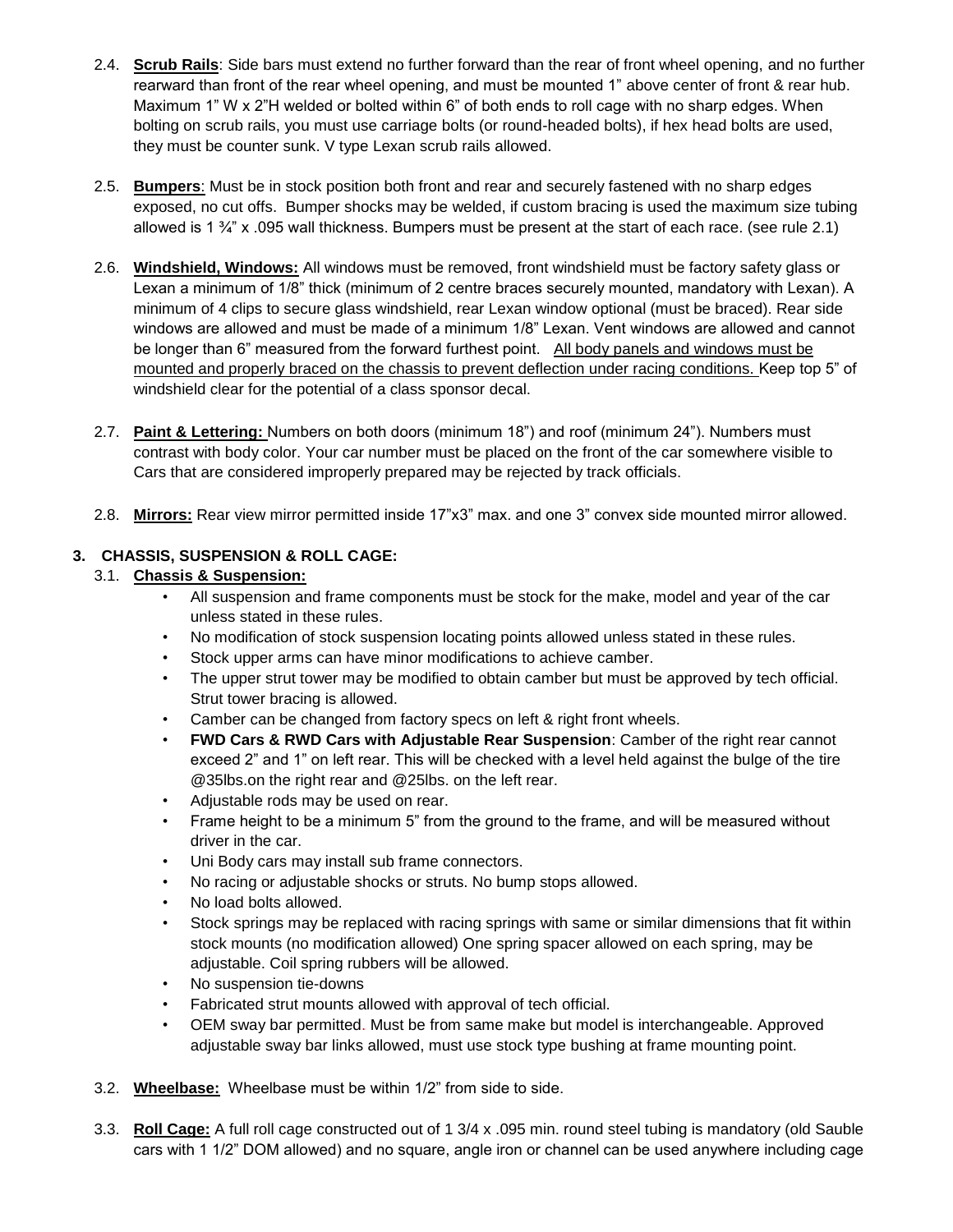2.4. **Scrub Rails**: Side bars must extend no further forward than the rear of front wheel opening, and no further rearward than front of the rear wheel opening, and must be mounted 1" above center of front & rear hub. Maximum 1" W x 2"H welded or bolted within 6" of both ends to roll cage with no sharp edges. When bolting on scrub rails, you must use carriage bolts (or round-headed bolts), if hex head bolts are used, they must be counter sunk. V type Lexan scrub rails allowed.

2.5. **Bumpers**: Must be in stock position both front and rear and securely fastened with no sharp edges exposed, no cut offs. Bumper shocks may be welded, if custom bracing is used the maximum size tubing allowed is 1 ¾" x .095 wall thickness. Bumpers must be present at the start of each race. (see rule 2.1)

2.6. **Windshield, Windows:** All windows must be removed, front windshield must be factory safety glass or Lexan a minimum of 1/8" thick (minimum of 2 centre braces securely mounted, mandatory with Lexan). A minimum of 4 clips to secure glass windshield, rear Lexan window optional (must be braced). Rear side windows are allowed and must be made of a minimum 1/8" Lexan. Vent windows are allowed and cannot be longer than 6" measured from the forward furthest point. <u>All body panels and windows must be mounted and properly braced on the chassis to prevent deflection under racing conditions.</u> Keep top 5" of windshield clear for the potential of a class sponsor decal.

2.7. **Paint & Lettering:** Numbers on both doors (minimum 18") and roof (minimum 24"). Numbers must contrast with body color. Your car number must be placed on the front of the car somewhere visible to Cars that are considered improperly prepared may be rejected by track officials.

2.8. **Mirrors:** Rear view mirror permitted inside 17"x3" max. and one 3" convex side mounted mirror allowed.

## 3. CHASSIS, SUSPENSION & ROLL CAGE:

3.1. **Chassis & Suspension:**

- All suspension and frame components must be stock for the make, model and year of the car unless stated in these rules.
- No modification of stock suspension locating points allowed unless stated in these rules.
- Stock upper arms can have minor modifications to achieve camber.
- The upper strut tower may be modified to obtain camber but must be approved by tech official. Strut tower bracing is allowed.
- Camber can be changed from factory specs on left & right front wheels.
- **FWD Cars & RWD Cars with Adjustable Rear Suspension**: Camber of the right rear cannot exceed 2" and 1" on left rear. This will be checked with a level held against the bulge of the tire @35lbs.on the right rear and @25lbs. on the left rear.
- Adjustable rods may be used on rear.
- Frame height to be a minimum 5" from the ground to the frame, and will be measured without driver in the car.
- Uni Body cars may install sub frame connectors.
- No racing or adjustable shocks or struts. No bump stops allowed.
- No load bolts allowed.
- Stock springs may be replaced with racing springs with same or similar dimensions that fit within stock mounts (no modification allowed) One spring spacer allowed on each spring, may be adjustable. Coil spring rubbers will be allowed.
- No suspension tie-downs
- Fabricated strut mounts allowed with approval of tech official.
- OEM sway bar permitted. Must be from same make but model is interchangeable. Approved adjustable sway bar links allowed, must use stock type bushing at frame mounting point.

3.2. **Wheelbase:** Wheelbase must be within 1/2" from side to side.

3.3. **Roll Cage:** A full roll cage constructed out of 1 3/4 x .095 min. round steel tubing is mandatory (old Sauble cars with 1 1/2" DOM allowed) and no square, angle iron or channel can be used anywhere including cage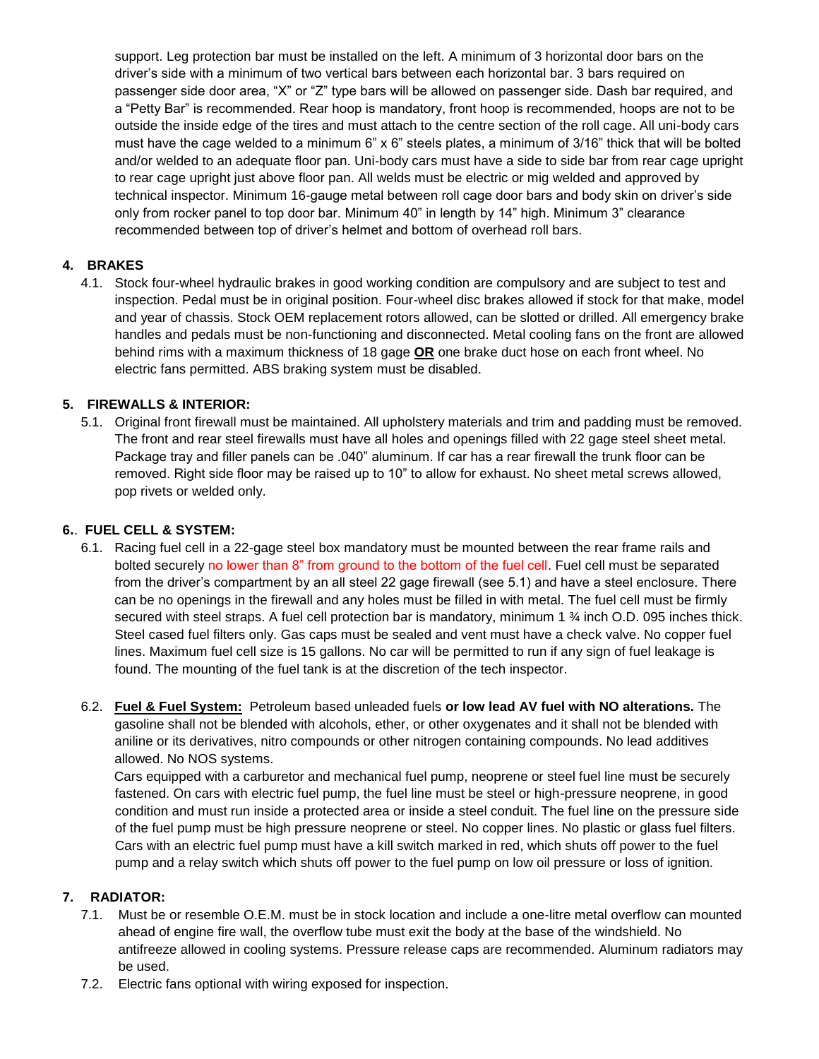support. Leg protection bar must be installed on the left. A minimum of 3 horizontal door bars on the driver's side with a minimum of two vertical bars between each horizontal bar. 3 bars required on passenger side door area, "X" or "Z" type bars will be allowed on passenger side. Dash bar required, and a "Petty Bar" is recommended. Rear hoop is mandatory, front hoop is recommended, hoops are not to be outside the inside edge of the tires and must attach to the centre section of the roll cage. All uni-body cars must have the cage welded to a minimum 6" x 6" steels plates, a minimum of 3/16" thick that will be bolted and/or welded to an adequate floor pan. Uni-body cars must have a side to side bar from rear cage upright to rear cage upright just above floor pan. All welds must be electric or mig welded and approved by technical inspector. Minimum 16-gauge metal between roll cage door bars and body skin on driver's side only from rocker panel to top door bar. Minimum 40" in length by 14" high. Minimum 3" clearance recommended between top of driver's helmet and bottom of overhead roll bars.

## 4. BRAKES

4.1. Stock four-wheel hydraulic brakes in good working condition are compulsory and are subject to test and inspection. Pedal must be in original position. Four-wheel disc brakes allowed if stock for that make, model and year of chassis. Stock OEM replacement rotors allowed, can be slotted or drilled. All emergency brake handles and pedals must be non-functioning and disconnected. Metal cooling fans on the front are allowed behind rims with a maximum thickness of 18 gage **OR** one brake duct hose on each front wheel. No electric fans permitted. ABS braking system must be disabled.

## 5. FIREWALLS & INTERIOR:

5.1. Original front firewall must be maintained. All upholstery materials and trim and padding must be removed. The front and rear steel firewalls must have all holes and openings filled with 22 gage steel sheet metal. Package tray and filler panels can be .040" aluminum. If car has a rear firewall the trunk floor can be removed. Right side floor may be raised up to 10" to allow for exhaust. No sheet metal screws allowed, pop rivets or welded only.

## 6. FUEL CELL & SYSTEM:

6.1. Racing fuel cell in a 22-gage steel box mandatory must be mounted between the rear frame rails and bolted securely no lower than 8" from ground to the bottom of the fuel cell. Fuel cell must be separated from the driver's compartment by an all steel 22 gage firewall (see 5.1) and have a steel enclosure. There can be no openings in the firewall and any holes must be filled in with metal. The fuel cell must be firmly secured with steel straps. A fuel cell protection bar is mandatory, minimum 1 ¾ inch O.D. 095 inches thick. Steel cased fuel filters only. Gas caps must be sealed and vent must have a check valve. No copper fuel lines. Maximum fuel cell size is 15 gallons. No car will be permitted to run if any sign of fuel leakage is found. The mounting of the fuel tank is at the discretion of the tech inspector.

6.2. **Fuel & Fuel System:** Petroleum based unleaded fuels **or low lead AV fuel with NO alterations.** The gasoline shall not be blended with alcohols, ether, or other oxygenates and it shall not be blended with aniline or its derivatives, nitro compounds or other nitrogen containing compounds. No lead additives allowed. No NOS systems.
Cars equipped with a carburetor and mechanical fuel pump, neoprene or steel fuel line must be securely fastened. On cars with electric fuel pump, the fuel line must be steel or high-pressure neoprene, in good condition and must run inside a protected area or inside a steel conduit. The fuel line on the pressure side of the fuel pump must be high pressure neoprene or steel. No copper lines. No plastic or glass fuel filters. Cars with an electric fuel pump must have a kill switch marked in red, which shuts off power to the fuel pump and a relay switch which shuts off power to the fuel pump on low oil pressure or loss of ignition.

## 7. RADIATOR:

7.1. Must be or resemble O.E.M. must be in stock location and include a one-litre metal overflow can mounted ahead of engine fire wall, the overflow tube must exit the body at the base of the windshield. No antifreeze allowed in cooling systems. Pressure release caps are recommended. Aluminum radiators may be used.

7.2. Electric fans optional with wiring exposed for inspection.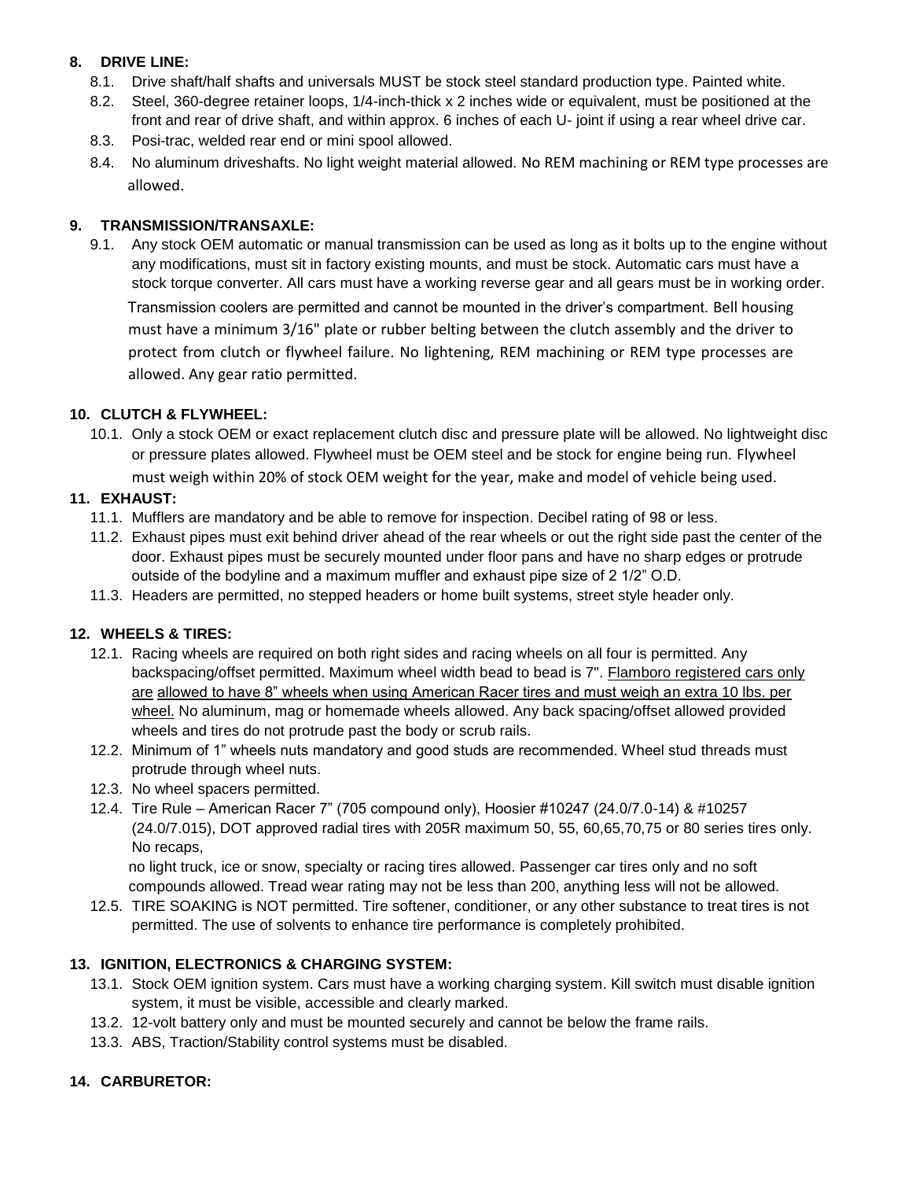## 8. DRIVE LINE:

- 8.1. Drive shaft/half shafts and universals MUST be stock steel standard production type. Painted white.
- 8.2. Steel, 360-degree retainer loops, 1/4-inch-thick x 2 inches wide or equivalent, must be positioned at the front and rear of drive shaft, and within approx. 6 inches of each U- joint if using a rear wheel drive car.
- 8.3. Posi-trac, welded rear end or mini spool allowed.
- 8.4. No aluminum driveshafts. No light weight material allowed. No REM machining or REM type processes are allowed.

## 9. TRANSMISSION/TRANSAXLE:

- 9.1. Any stock OEM automatic or manual transmission can be used as long as it bolts up to the engine without any modifications, must sit in factory existing mounts, and must be stock. Automatic cars must have a stock torque converter. All cars must have a working reverse gear and all gears must be in working order. Transmission coolers are permitted and cannot be mounted in the driver's compartment. Bell housing must have a minimum 3/16" plate or rubber belting between the clutch assembly and the driver to protect from clutch or flywheel failure. No lightening, REM machining or REM type processes are allowed. Any gear ratio permitted.

## 10. CLUTCH & FLYWHEEL:

- 10.1. Only a stock OEM or exact replacement clutch disc and pressure plate will be allowed. No lightweight disc or pressure plates allowed. Flywheel must be OEM steel and be stock for engine being run. Flywheel must weigh within 20% of stock OEM weight for the year, make and model of vehicle being used.

## 11. EXHAUST:

- 11.1. Mufflers are mandatory and be able to remove for inspection. Decibel rating of 98 or less.
- 11.2. Exhaust pipes must exit behind driver ahead of the rear wheels or out the right side past the center of the door. Exhaust pipes must be securely mounted under floor pans and have no sharp edges or protrude outside of the bodyline and a maximum muffler and exhaust pipe size of 2 1/2" O.D.
- 11.3. Headers are permitted, no stepped headers or home built systems, street style header only.

## 12. WHEELS & TIRES:

- 12.1. Racing wheels are required on both right sides and racing wheels on all four is permitted. Any backspacing/offset permitted. Maximum wheel width bead to bead is 7". Flamboro registered cars only are allowed to have 8" wheels when using American Racer tires and must weigh an extra 10 lbs. per wheel. No aluminum, mag or homemade wheels allowed. Any back spacing/offset allowed provided wheels and tires do not protrude past the body or scrub rails.
- 12.2. Minimum of 1" wheels nuts mandatory and good studs are recommended. Wheel stud threads must protrude through wheel nuts.
- 12.3. No wheel spacers permitted.
- 12.4. Tire Rule – American Racer 7" (705 compound only), Hoosier #10247 (24.0/7.0-14) & #10257 (24.0/7.015), DOT approved radial tires with 205R maximum 50, 55, 60,65,70,75 or 80 series tires only. No recaps, no light truck, ice or snow, specialty or racing tires allowed. Passenger car tires only and no soft compounds allowed. Tread wear rating may not be less than 200, anything less will not be allowed.
- 12.5. TIRE SOAKING is NOT permitted. Tire softener, conditioner, or any other substance to treat tires is not permitted. The use of solvents to enhance tire performance is completely prohibited.

## 13. IGNITION, ELECTRONICS & CHARGING SYSTEM:

- 13.1. Stock OEM ignition system. Cars must have a working charging system. Kill switch must disable ignition system, it must be visible, accessible and clearly marked.
- 13.2. 12-volt battery only and must be mounted securely and cannot be below the frame rails.
- 13.3. ABS, Traction/Stability control systems must be disabled.

## 14. CARBURETOR: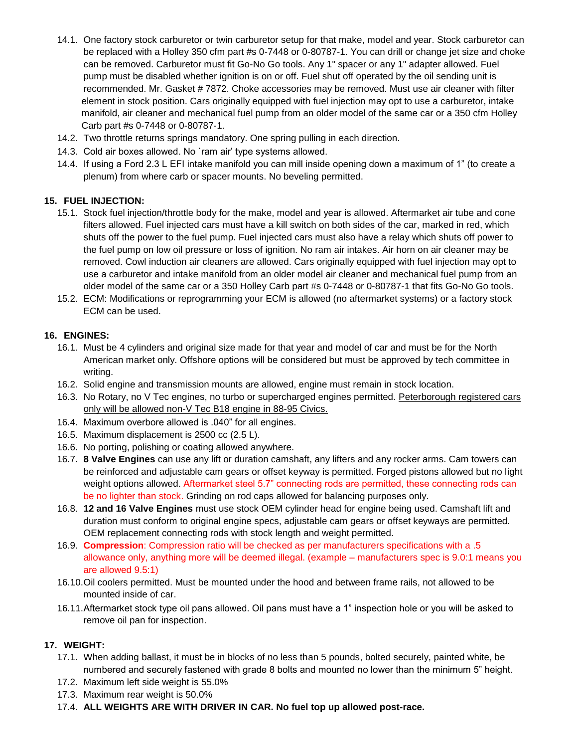14.1. One factory stock carburetor or twin carburetor setup for that make, model and year. Stock carburetor can be replaced with a Holley 350 cfm part #s 0-7448 or 0-80787-1. You can drill or change jet size and choke can be removed. Carburetor must fit Go-No Go tools. Any 1" spacer or any 1" adapter allowed. Fuel pump must be disabled whether ignition is on or off. Fuel shut off operated by the oil sending unit is recommended. Mr. Gasket # 7872. Choke accessories may be removed. Must use air cleaner with filter element in stock position. Cars originally equipped with fuel injection may opt to use a carburetor, intake manifold, air cleaner and mechanical fuel pump from an older model of the same car or a 350 cfm Holley Carb part #s 0-7448 or 0-80787-1.

14.2. Two throttle returns springs mandatory. One spring pulling in each direction.

14.3. Cold air boxes allowed. No `ram air' type systems allowed.

14.4. If using a Ford 2.3 L EFI intake manifold you can mill inside opening down a maximum of 1" (to create a plenum) from where carb or spacer mounts. No beveling permitted.

## 15. FUEL INJECTION:

15.1. Stock fuel injection/throttle body for the make, model and year is allowed. Aftermarket air tube and cone filters allowed. Fuel injected cars must have a kill switch on both sides of the car, marked in red, which shuts off the power to the fuel pump. Fuel injected cars must also have a relay which shuts off power to the fuel pump on low oil pressure or loss of ignition. No ram air intakes. Air horn on air cleaner may be removed. Cowl induction air cleaners are allowed. Cars originally equipped with fuel injection may opt to use a carburetor and intake manifold from an older model air cleaner and mechanical fuel pump from an older model of the same car or a 350 Holley Carb part #s 0-7448 or 0-80787-1 that fits Go-No Go tools.

15.2. ECM: Modifications or reprogramming your ECM is allowed (no aftermarket systems) or a factory stock ECM can be used.

## 16. ENGINES:

16.1. Must be 4 cylinders and original size made for that year and model of car and must be for the North American market only. Offshore options will be considered but must be approved by tech committee in writing.

16.2. Solid engine and transmission mounts are allowed, engine must remain in stock location.

16.3. No Rotary, no V Tec engines, no turbo or supercharged engines permitted. Peterborough registered cars only will be allowed non-V Tec B18 engine in 88-95 Civics.

16.4. Maximum overbore allowed is .040" for all engines.

16.5. Maximum displacement is 2500 cc (2.5 L).

16.6. No porting, polishing or coating allowed anywhere.

16.7. **8 Valve Engines** can use any lift or duration camshaft, any lifters and any rocker arms. Cam towers can be reinforced and adjustable cam gears or offset keyway is permitted. Forged pistons allowed but no light weight options allowed. Aftermarket steel 5.7" connecting rods are permitted, these connecting rods can be no lighter than stock. Grinding on rod caps allowed for balancing purposes only.

16.8. **12 and 16 Valve Engines** must use stock OEM cylinder head for engine being used. Camshaft lift and duration must conform to original engine specs, adjustable cam gears or offset keyways are permitted. OEM replacement connecting rods with stock length and weight permitted.

16.9. **Compression**: Compression ratio will be checked as per manufacturers specifications with a .5 allowance only, anything more will be deemed illegal. (example – manufacturers spec is 9.0:1 means you are allowed 9.5:1)

16.10. Oil coolers permitted. Must be mounted under the hood and between frame rails, not allowed to be mounted inside of car.

16.11. Aftermarket stock type oil pans allowed. Oil pans must have a 1" inspection hole or you will be asked to remove oil pan for inspection.

## 17. WEIGHT:

17.1. When adding ballast, it must be in blocks of no less than 5 pounds, bolted securely, painted white, be numbered and securely fastened with grade 8 bolts and mounted no lower than the minimum 5" height.

17.2. Maximum left side weight is 55.0%

17.3. Maximum rear weight is 50.0%

17.4. **ALL WEIGHTS ARE WITH DRIVER IN CAR. No fuel top up allowed post-race.**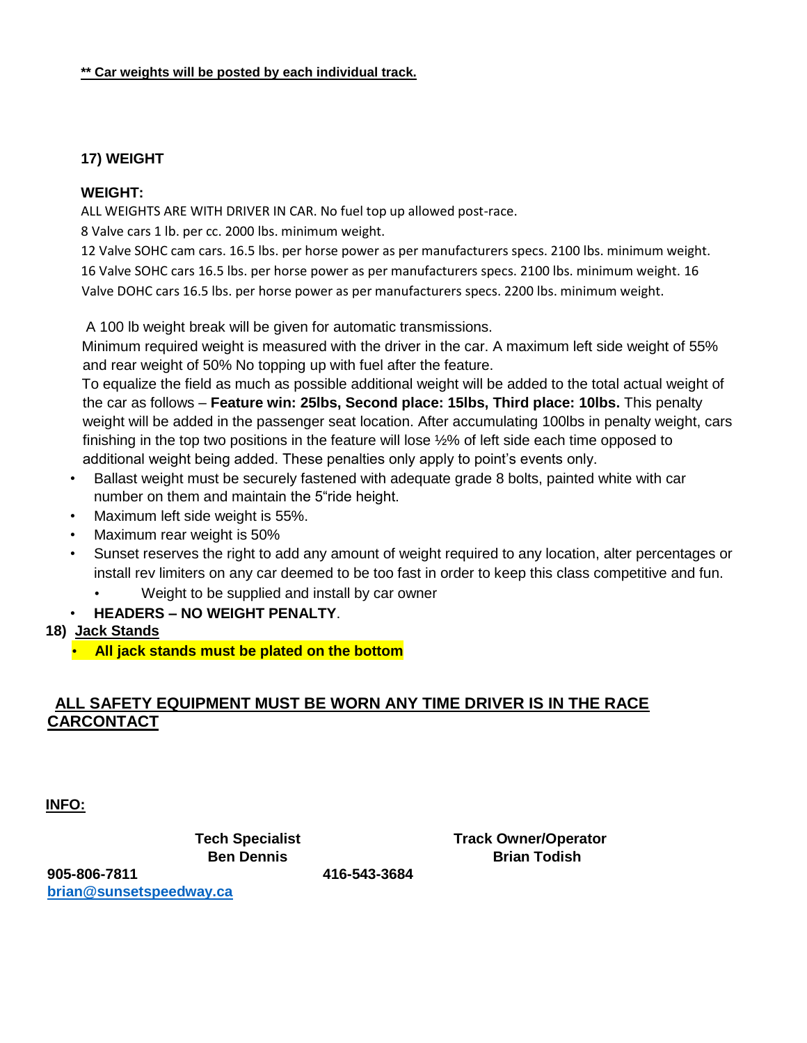**<u>\*\* Car weights will be posted by each individual track.</u>**

## 17) WEIGHT

**WEIGHT:**

ALL WEIGHTS ARE WITH DRIVER IN CAR. No fuel top up allowed post-race.

8 Valve cars 1 lb. per cc. 2000 lbs. minimum weight.

12 Valve SOHC cam cars. 16.5 lbs. per horse power as per manufacturers specs. 2100 lbs. minimum weight.

16 Valve SOHC cars 16.5 lbs. per horse power as per manufacturers specs. 2100 lbs. minimum weight. 16 Valve DOHC cars 16.5 lbs. per horse power as per manufacturers specs. 2200 lbs. minimum weight.

A 100 lb weight break will be given for automatic transmissions.

Minimum required weight is measured with the driver in the car. A maximum left side weight of 55% and rear weight of 50% No topping up with fuel after the feature.

To equalize the field as much as possible additional weight will be added to the total actual weight of the car as follows – **Feature win: 25lbs, Second place: 15lbs, Third place: 10lbs.** This penalty weight will be added in the passenger seat location. After accumulating 100lbs in penalty weight, cars finishing in the top two positions in the feature will lose ½% of left side each time opposed to additional weight being added. These penalties only apply to point's events only.

- Ballast weight must be securely fastened with adequate grade 8 bolts, painted white with car number on them and maintain the 5"ride height.
- Maximum left side weight is 55%.
- Maximum rear weight is 50%
- Sunset reserves the right to add any amount of weight required to any location, alter percentages or install rev limiters on any car deemed to be too fast in order to keep this class competitive and fun.
  - Weight to be supplied and install by car owner
- **HEADERS – NO WEIGHT PENALTY**.

## 18) <u>Jack Stands</u>

- **All jack stands must be plated on the bottom**

**<u>ALL SAFETY EQUIPMENT MUST BE WORN ANY TIME DRIVER IS IN THE RACE CARCONTACT</u>**

**<u>INFO:</u>**

**Tech Specialist**
**Ben Dennis**
**905-806-7811**

**Track Owner/Operator**
**Brian Todish**
**416-543-3684**
**brian@sunsetspeedway.ca**